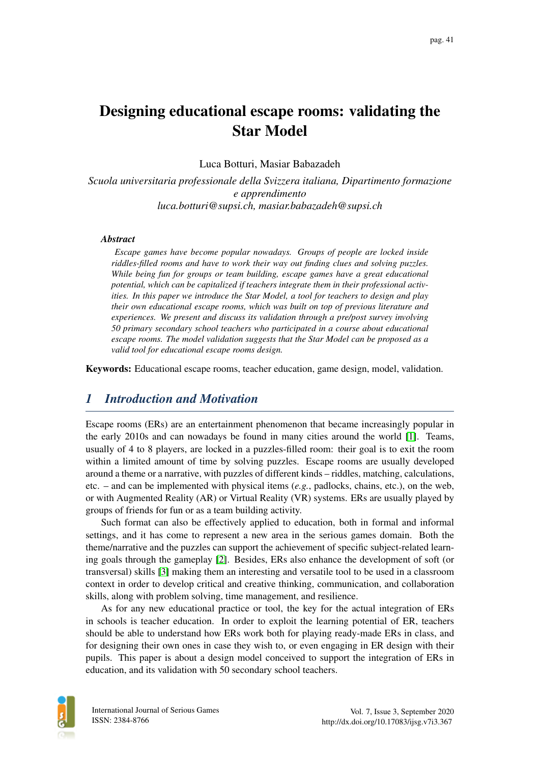# Designing educational escape rooms: validating the Star Model

Luca Botturi, Masiar Babazadeh

*Scuola universitaria professionale della Svizzera italiana, Dipartimento formazione e apprendimento*
*luca.botturi@supsi.ch, masiar.babazadeh@supsi.ch*

### *Abstract*

*Escape games have become popular nowadays. Groups of people are locked inside riddles-filled rooms and have to work their way out finding clues and solving puzzles. While being fun for groups or team building, escape games have a great educational potential, which can be capitalized if teachers integrate them in their professional activities. In this paper we introduce the Star Model, a tool for teachers to design and play their own educational escape rooms, which was built on top of previous literature and experiences. We present and discuss its validation through a pre/post survey involving 50 primary secondary school teachers who participated in a course about educational escape rooms. The model validation suggests that the Star Model can be proposed as a valid tool for educational escape rooms design.*

**Keywords:** Educational escape rooms, teacher education, game design, model, validation.

## *1 Introduction and Motivation*

Escape rooms (ERs) are an entertainment phenomenon that became increasingly popular in the early 2010s and can nowadays be found in many cities around the world [1]. Teams, usually of 4 to 8 players, are locked in a puzzles-filled room: their goal is to exit the room within a limited amount of time by solving puzzles. Escape rooms are usually developed around a theme or a narrative, with puzzles of different kinds – riddles, matching, calculations, etc. – and can be implemented with physical items (*e.g.*, padlocks, chains, etc.), on the web, or with Augmented Reality (AR) or Virtual Reality (VR) systems. ERs are usually played by groups of friends for fun or as a team building activity.

Such format can also be effectively applied to education, both in formal and informal settings, and it has come to represent a new area in the serious games domain. Both the theme/narrative and the puzzles can support the achievement of specific subject-related learning goals through the gameplay [2]. Besides, ERs also enhance the development of soft (or transversal) skills [3] making them an interesting and versatile tool to be used in a classroom context in order to develop critical and creative thinking, communication, and collaboration skills, along with problem solving, time management, and resilience.

As for any new educational practice or tool, the key for the actual integration of ERs in schools is teacher education. In order to exploit the learning potential of ER, teachers should be able to understand how ERs work both for playing ready-made ERs in class, and for designing their own ones in case they wish to, or even engaging in ER design with their pupils. This paper is about a design model conceived to support the integration of ERs in education, and its validation with 50 secondary school teachers.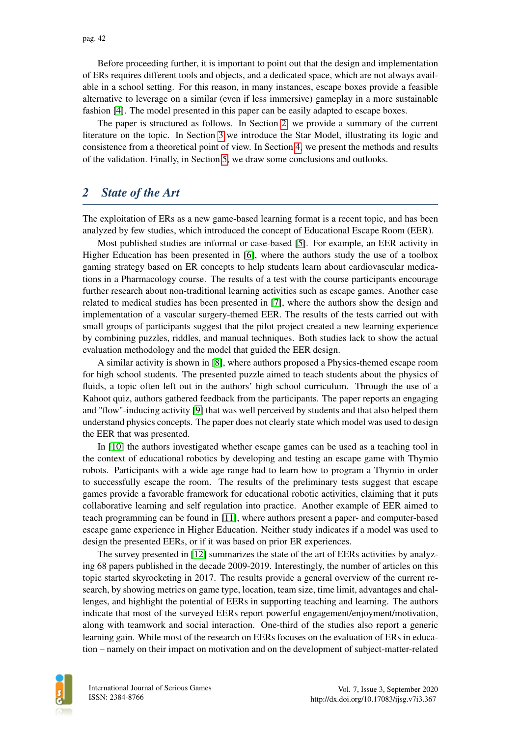Before proceeding further, it is important to point out that the design and implementation of ERs requires different tools and objects, and a dedicated space, which are not always available in a school setting. For this reason, in many instances, escape boxes provide a feasible alternative to leverage on a similar (even if less immersive) gameplay in a more sustainable fashion [4]. The model presented in this paper can be easily adapted to escape boxes.

The paper is structured as follows. In Section 2, we provide a summary of the current literature on the topic. In Section 3 we introduce the Star Model, illustrating its logic and consistence from a theoretical point of view. In Section 4, we present the methods and results of the validation. Finally, in Section 5, we draw some conclusions and outlooks.

## 2 State of the Art

The exploitation of ERs as a new game-based learning format is a recent topic, and has been analyzed by few studies, which introduced the concept of Educational Escape Room (EER).

Most published studies are informal or case-based [5]. For example, an EER activity in Higher Education has been presented in [6], where the authors study the use of a toolbox gaming strategy based on ER concepts to help students learn about cardiovascular medications in a Pharmacology course. The results of a test with the course participants encourage further research about non-traditional learning activities such as escape games. Another case related to medical studies has been presented in [7], where the authors show the design and implementation of a vascular surgery-themed EER. The results of the tests carried out with small groups of participants suggest that the pilot project created a new learning experience by combining puzzles, riddles, and manual techniques. Both studies lack to show the actual evaluation methodology and the model that guided the EER design.

A similar activity is shown in [8], where authors proposed a Physics-themed escape room for high school students. The presented puzzle aimed to teach students about the physics of fluids, a topic often left out in the authors' high school curriculum. Through the use of a Kahoot quiz, authors gathered feedback from the participants. The paper reports an engaging and "flow"-inducing activity [9] that was well perceived by students and that also helped them understand physics concepts. The paper does not clearly state which model was used to design the EER that was presented.

In [10] the authors investigated whether escape games can be used as a teaching tool in the context of educational robotics by developing and testing an escape game with Thymio robots. Participants with a wide age range had to learn how to program a Thymio in order to successfully escape the room. The results of the preliminary tests suggest that escape games provide a favorable framework for educational robotic activities, claiming that it puts collaborative learning and self regulation into practice. Another example of EER aimed to teach programming can be found in [11], where authors present a paper- and computer-based escape game experience in Higher Education. Neither study indicates if a model was used to design the presented EERs, or if it was based on prior ER experiences.

The survey presented in [12] summarizes the state of the art of EERs activities by analyzing 68 papers published in the decade 2009-2019. Interestingly, the number of articles on this topic started skyrocketing in 2017. The results provide a general overview of the current research, by showing metrics on game type, location, team size, time limit, advantages and challenges, and highlight the potential of EERs in supporting teaching and learning. The authors indicate that most of the surveyed EERs report powerful engagement/enjoyment/motivation, along with teamwork and social interaction. One-third of the studies also report a generic learning gain. While most of the research on EERs focuses on the evaluation of ERs in education – namely on their impact on motivation and on the development of subject-matter-related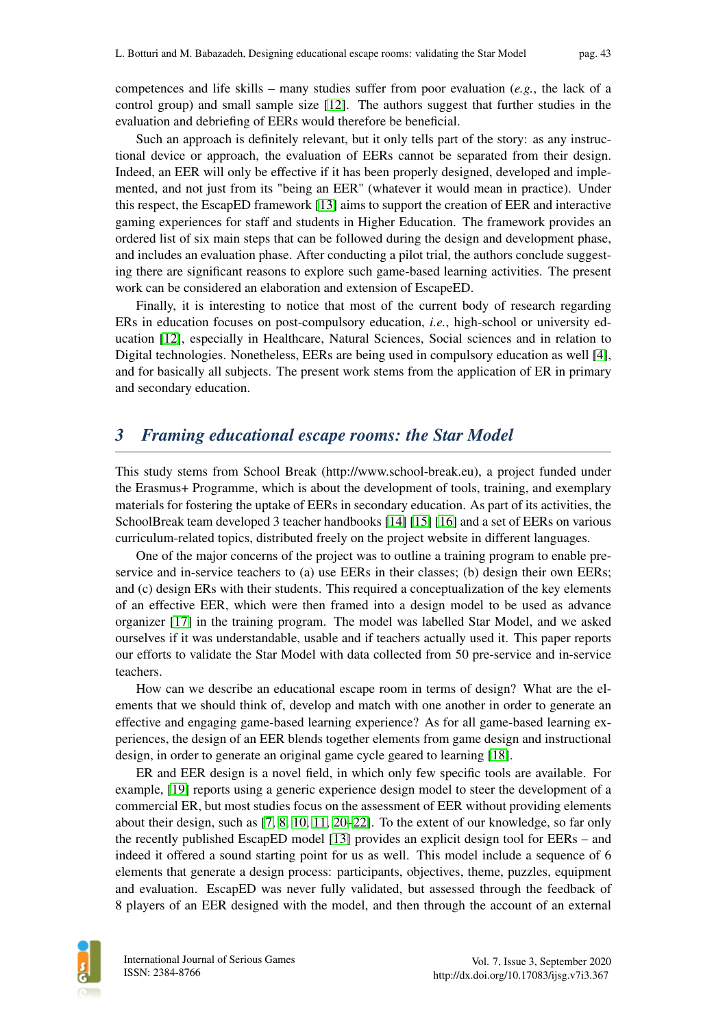competences and life skills – many studies suffer from poor evaluation (*e.g.*, the lack of a control group) and small sample size [12]. The authors suggest that further studies in the evaluation and debriefing of EERs would therefore be beneficial.

Such an approach is definitely relevant, but it only tells part of the story: as any instructional device or approach, the evaluation of EERs cannot be separated from their design. Indeed, an EER will only be effective if it has been properly designed, developed and implemented, and not just from its "being an EER" (whatever it would mean in practice). Under this respect, the EscapED framework [13] aims to support the creation of EER and interactive gaming experiences for staff and students in Higher Education. The framework provides an ordered list of six main steps that can be followed during the design and development phase, and includes an evaluation phase. After conducting a pilot trial, the authors conclude suggesting there are significant reasons to explore such game-based learning activities. The present work can be considered an elaboration and extension of EscapeED.

Finally, it is interesting to notice that most of the current body of research regarding ERs in education focuses on post-compulsory education, *i.e.*, high-school or university education [12], especially in Healthcare, Natural Sciences, Social sciences and in relation to Digital technologies. Nonetheless, EERs are being used in compulsory education as well [4], and for basically all subjects. The present work stems from the application of ER in primary and secondary education.

## 3 Framing educational escape rooms: the Star Model

This study stems from School Break (http://www.school-break.eu), a project funded under the Erasmus+ Programme, which is about the development of tools, training, and exemplary materials for fostering the uptake of EERs in secondary education. As part of its activities, the SchoolBreak team developed 3 teacher handbooks [14] [15] [16] and a set of EERs on various curriculum-related topics, distributed freely on the project website in different languages.

One of the major concerns of the project was to outline a training program to enable pre-service and in-service teachers to (a) use EERs in their classes; (b) design their own EERs; and (c) design ERs with their students. This required a conceptualization of the key elements of an effective EER, which were then framed into a design model to be used as advance organizer [17] in the training program. The model was labelled Star Model, and we asked ourselves if it was understandable, usable and if teachers actually used it. This paper reports our efforts to validate the Star Model with data collected from 50 pre-service and in-service teachers.

How can we describe an educational escape room in terms of design? What are the elements that we should think of, develop and match with one another in order to generate an effective and engaging game-based learning experience? As for all game-based learning experiences, the design of an EER blends together elements from game design and instructional design, in order to generate an original game cycle geared to learning [18].

ER and EER design is a novel field, in which only few specific tools are available. For example, [19] reports using a generic experience design model to steer the development of a commercial ER, but most studies focus on the assessment of EER without providing elements about their design, such as [7, 8, 10, 11, 20–22]. To the extent of our knowledge, so far only the recently published EscapED model [13] provides an explicit design tool for EERs – and indeed it offered a sound starting point for us as well. This model include a sequence of 6 elements that generate a design process: participants, objectives, theme, puzzles, equipment and evaluation. EscapED was never fully validated, but assessed through the feedback of 8 players of an EER designed with the model, and then through the account of an external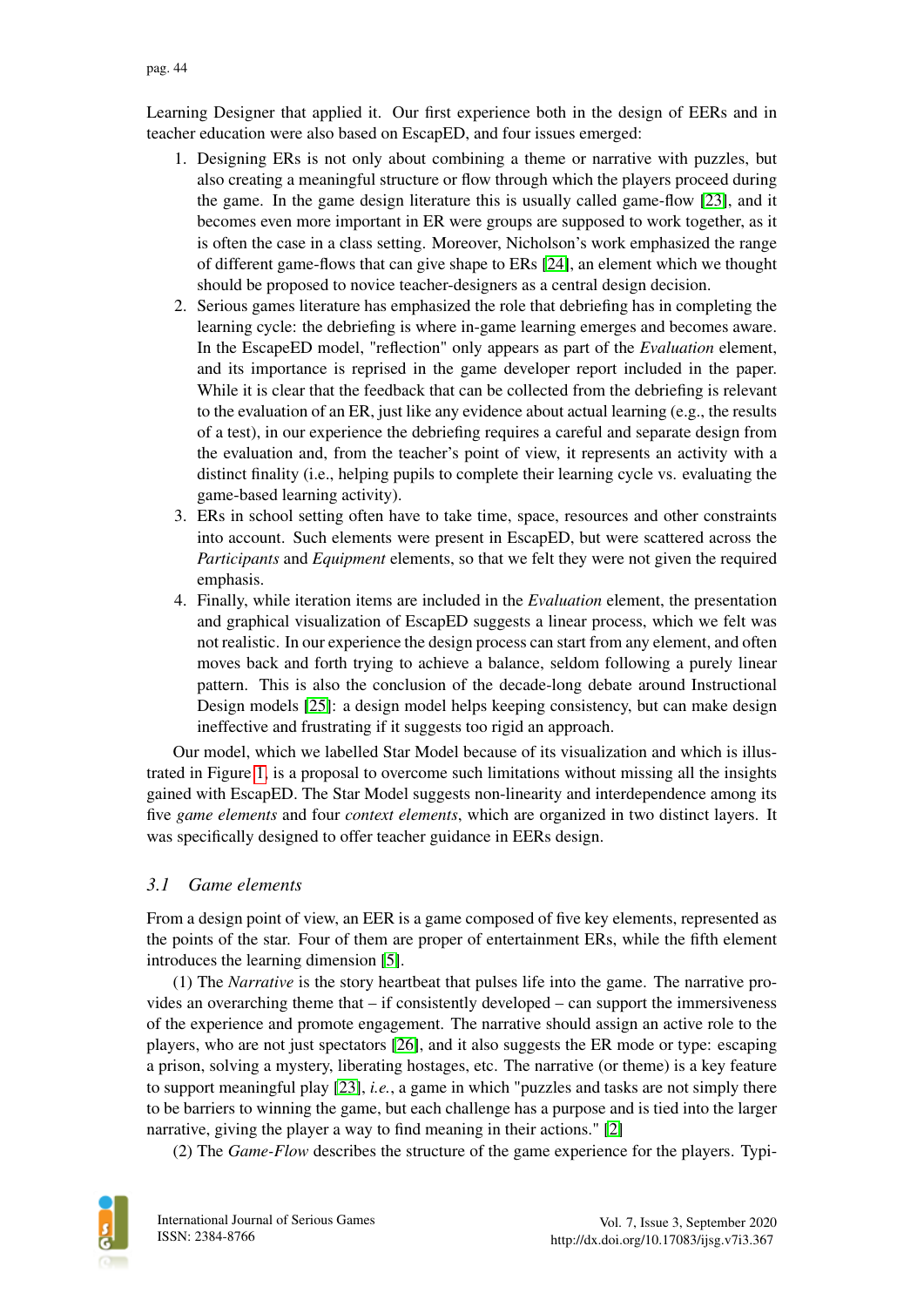Learning Designer that applied it. Our first experience both in the design of EERs and in teacher education were also based on EscapED, and four issues emerged:

1. Designing ERs is not only about combining a theme or narrative with puzzles, but also creating a meaningful structure or flow through which the players proceed during the game. In the game design literature this is usually called game-flow [23], and it becomes even more important in ER were groups are supposed to work together, as it is often the case in a class setting. Moreover, Nicholson's work emphasized the range of different game-flows that can give shape to ERs [24], an element which we thought should be proposed to novice teacher-designers as a central design decision.
2. Serious games literature has emphasized the role that debriefing has in completing the learning cycle: the debriefing is where in-game learning emerges and becomes aware. In the EscapeED model, "reflection" only appears as part of the *Evaluation* element, and its importance is reprised in the game developer report included in the paper. While it is clear that the feedback that can be collected from the debriefing is relevant to the evaluation of an ER, just like any evidence about actual learning (e.g., the results of a test), in our experience the debriefing requires a careful and separate design from the evaluation and, from the teacher's point of view, it represents an activity with a distinct finality (i.e., helping pupils to complete their learning cycle vs. evaluating the game-based learning activity).
3. ERs in school setting often have to take time, space, resources and other constraints into account. Such elements were present in EscapED, but were scattered across the *Participants* and *Equipment* elements, so that we felt they were not given the required emphasis.
4. Finally, while iteration items are included in the *Evaluation* element, the presentation and graphical visualization of EscapED suggests a linear process, which we felt was not realistic. In our experience the design process can start from any element, and often moves back and forth trying to achieve a balance, seldom following a purely linear pattern. This is also the conclusion of the decade-long debate around Instructional Design models [25]: a design model helps keeping consistency, but can make design ineffective and frustrating if it suggests too rigid an approach.

Our model, which we labelled Star Model because of its visualization and which is illustrated in Figure 1, is a proposal to overcome such limitations without missing all the insights gained with EscapED. The Star Model suggests non-linearity and interdependence among its five *game elements* and four *context elements*, which are organized in two distinct layers. It was specifically designed to offer teacher guidance in EERs design.

### *3.1 Game elements*

From a design point of view, an EER is a game composed of five key elements, represented as the points of the star. Four of them are proper of entertainment ERs, while the fifth element introduces the learning dimension [5].

(1) The *Narrative* is the story heartbeat that pulses life into the game. The narrative provides an overarching theme that – if consistently developed – can support the immersiveness of the experience and promote engagement. The narrative should assign an active role to the players, who are not just spectators [26], and it also suggests the ER mode or type: escaping a prison, solving a mystery, liberating hostages, etc. The narrative (or theme) is a key feature to support meaningful play [23], *i.e.*, a game in which "puzzles and tasks are not simply there to be barriers to winning the game, but each challenge has a purpose and is tied into the larger narrative, giving the player a way to find meaning in their actions." [2]

(2) The *Game-Flow* describes the structure of the game experience for the players. Typi-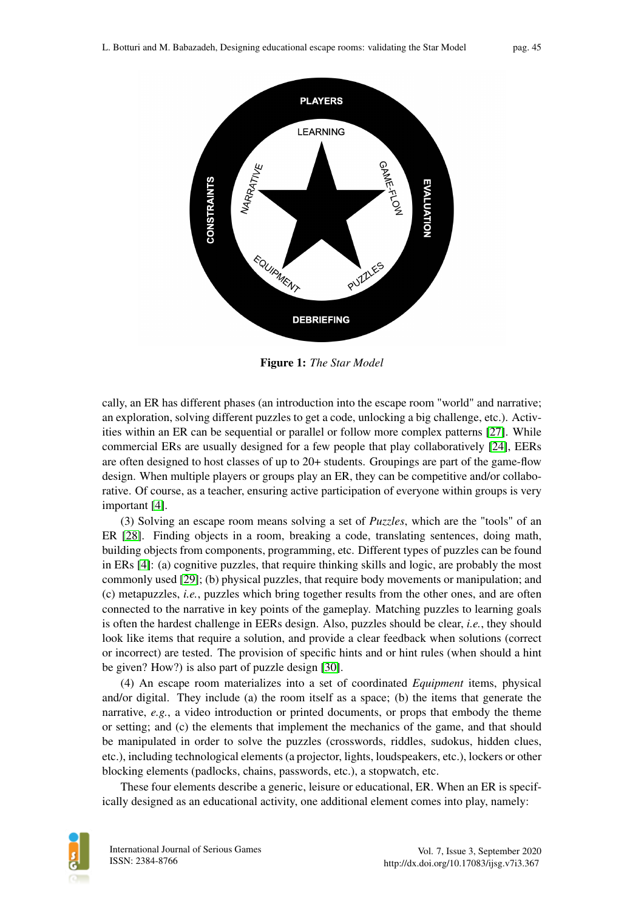**Figure 1:** *The Star Model*

cally, an ER has different phases (an introduction into the escape room "world" and narrative; an exploration, solving different puzzles to get a code, unlocking a big challenge, etc.). Activities within an ER can be sequential or parallel or follow more complex patterns [27]. While commercial ERs are usually designed for a few people that play collaboratively [24], EERs are often designed to host classes of up to 20+ students. Groupings are part of the game-flow design. When multiple players or groups play an ER, they can be competitive and/or collaborative. Of course, as a teacher, ensuring active participation of everyone within groups is very important [4].

(3) Solving an escape room means solving a set of *Puzzles*, which are the "tools" of an ER [28]. Finding objects in a room, breaking a code, translating sentences, doing math, building objects from components, programming, etc. Different types of puzzles can be found in ERs [4]: (a) cognitive puzzles, that require thinking skills and logic, are probably the most commonly used [29]; (b) physical puzzles, that require body movements or manipulation; and (c) metapuzzles, *i.e.*, puzzles which bring together results from the other ones, and are often connected to the narrative in key points of the gameplay. Matching puzzles to learning goals is often the hardest challenge in EERs design. Also, puzzles should be clear, *i.e.*, they should look like items that require a solution, and provide a clear feedback when solutions (correct or incorrect) are tested. The provision of specific hints and or hint rules (when should a hint be given? How?) is also part of puzzle design [30].

(4) An escape room materializes into a set of coordinated *Equipment* items, physical and/or digital. They include (a) the room itself as a space; (b) the items that generate the narrative, *e.g.*, a video introduction or printed documents, or props that embody the theme or setting; and (c) the elements that implement the mechanics of the game, and that should be manipulated in order to solve the puzzles (crosswords, riddles, sudokus, hidden clues, etc.), including technological elements (a projector, lights, loudspeakers, etc.), lockers or other blocking elements (padlocks, chains, passwords, etc.), a stopwatch, etc.

These four elements describe a generic, leisure or educational, ER. When an ER is specifically designed as an educational activity, one additional element comes into play, namely: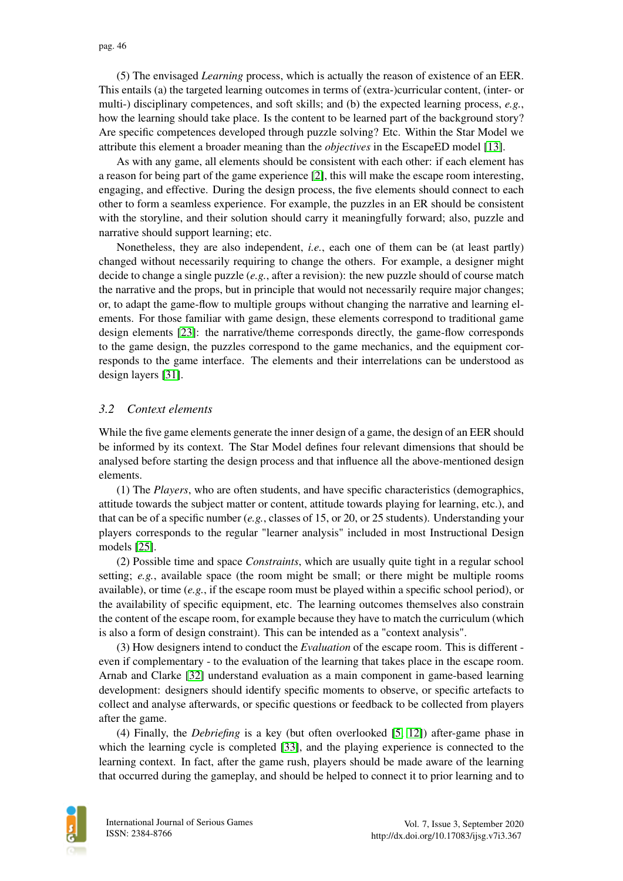(5) The envisaged *Learning* process, which is actually the reason of existence of an EER. This entails (a) the targeted learning outcomes in terms of (extra-)curricular content, (inter- or multi-) disciplinary competences, and soft skills; and (b) the expected learning process, *e.g.*, how the learning should take place. Is the content to be learned part of the background story? Are specific competences developed through puzzle solving? Etc. Within the Star Model we attribute this element a broader meaning than the *objectives* in the EscapeED model [13].

As with any game, all elements should be consistent with each other: if each element has a reason for being part of the game experience [2], this will make the escape room interesting, engaging, and effective. During the design process, the five elements should connect to each other to form a seamless experience. For example, the puzzles in an ER should be consistent with the storyline, and their solution should carry it meaningfully forward; also, puzzle and narrative should support learning; etc.

Nonetheless, they are also independent, *i.e.*, each one of them can be (at least partly) changed without necessarily requiring to change the others. For example, a designer might decide to change a single puzzle (*e.g.*, after a revision): the new puzzle should of course match the narrative and the props, but in principle that would not necessarily require major changes; or, to adapt the game-flow to multiple groups without changing the narrative and learning elements. For those familiar with game design, these elements correspond to traditional game design elements [23]: the narrative/theme corresponds directly, the game-flow corresponds to the game design, the puzzles correspond to the game mechanics, and the equipment corresponds to the game interface. The elements and their interrelations can be understood as design layers [31].

### 3.2 Context elements

While the five game elements generate the inner design of a game, the design of an EER should be informed by its context. The Star Model defines four relevant dimensions that should be analysed before starting the design process and that influence all the above-mentioned design elements.

(1) The *Players*, who are often students, and have specific characteristics (demographics, attitude towards the subject matter or content, attitude towards playing for learning, etc.), and that can be of a specific number (*e.g.*, classes of 15, or 20, or 25 students). Understanding your players corresponds to the regular "learner analysis" included in most Instructional Design models [25].

(2) Possible time and space *Constraints*, which are usually quite tight in a regular school setting; *e.g.*, available space (the room might be small; or there might be multiple rooms available), or time (*e.g.*, if the escape room must be played within a specific school period), or the availability of specific equipment, etc. The learning outcomes themselves also constrain the content of the escape room, for example because they have to match the curriculum (which is also a form of design constraint). This can be intended as a "context analysis".

(3) How designers intend to conduct the *Evaluation* of the escape room. This is different - even if complementary - to the evaluation of the learning that takes place in the escape room. Arnab and Clarke [32] understand evaluation as a main component in game-based learning development: designers should identify specific moments to observe, or specific artefacts to collect and analyse afterwards, or specific questions or feedback to be collected from players after the game.

(4) Finally, the *Debriefing* is a key (but often overlooked [5, 12]) after-game phase in which the learning cycle is completed [33], and the playing experience is connected to the learning context. In fact, after the game rush, players should be made aware of the learning that occurred during the gameplay, and should be helped to connect it to prior learning and to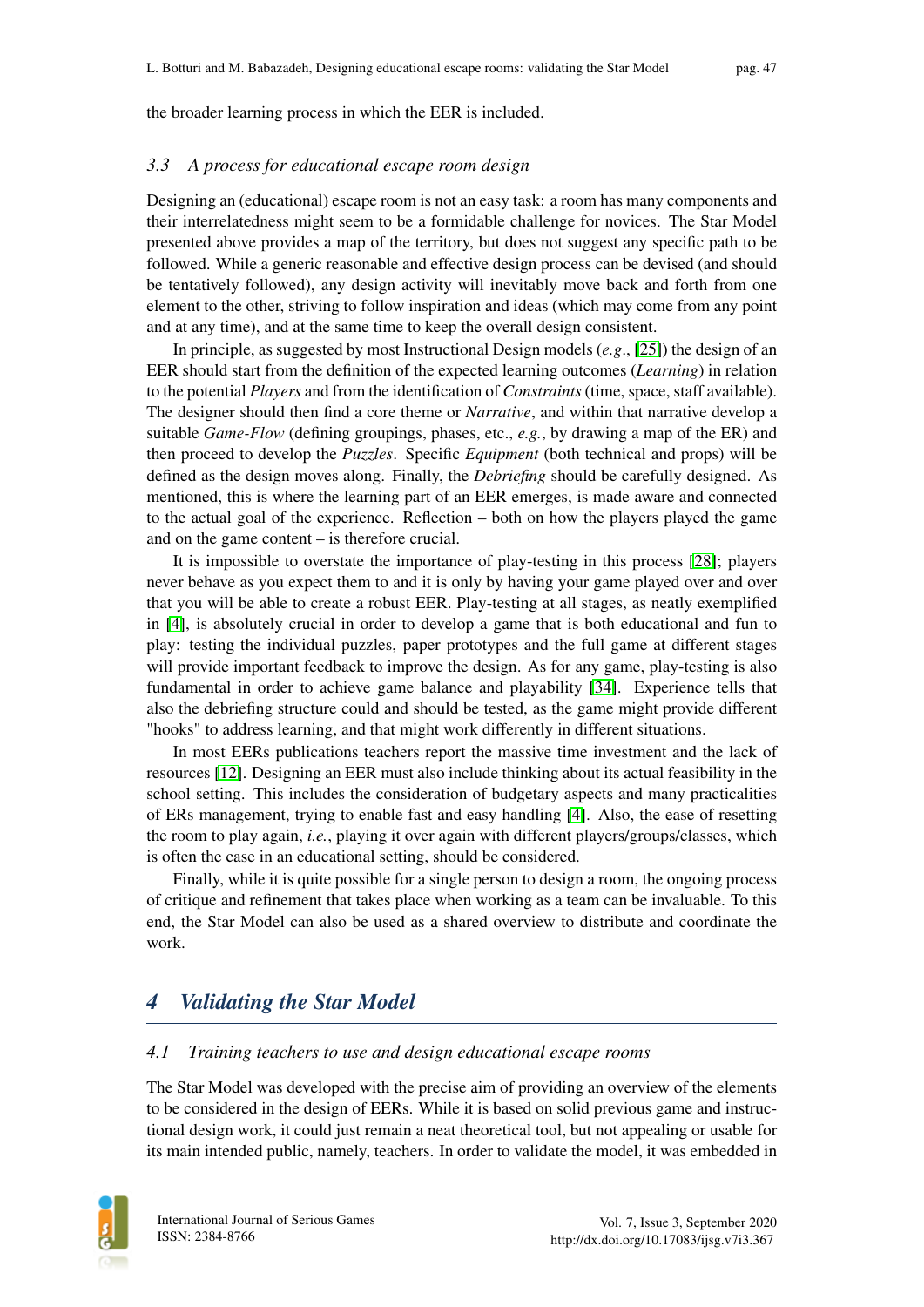the broader learning process in which the EER is included.

### 3.3 A process for educational escape room design

Designing an (educational) escape room is not an easy task: a room has many components and their interrelatedness might seem to be a formidable challenge for novices. The Star Model presented above provides a map of the territory, but does not suggest any specific path to be followed. While a generic reasonable and effective design process can be devised (and should be tentatively followed), any design activity will inevitably move back and forth from one element to the other, striving to follow inspiration and ideas (which may come from any point and at any time), and at the same time to keep the overall design consistent.

In principle, as suggested by most Instructional Design models (*e.g.*, [25]) the design of an EER should start from the definition of the expected learning outcomes (*Learning*) in relation to the potential *Players* and from the identification of *Constraints* (time, space, staff available). The designer should then find a core theme or *Narrative*, and within that narrative develop a suitable *Game-Flow* (defining groupings, phases, etc., *e.g.*, by drawing a map of the ER) and then proceed to develop the *Puzzles*. Specific *Equipment* (both technical and props) will be defined as the design moves along. Finally, the *Debriefing* should be carefully designed. As mentioned, this is where the learning part of an EER emerges, is made aware and connected to the actual goal of the experience. Reflection – both on how the players played the game and on the game content – is therefore crucial.

It is impossible to overstate the importance of play-testing in this process [28]; players never behave as you expect them to and it is only by having your game played over and over that you will be able to create a robust EER. Play-testing at all stages, as neatly exemplified in [4], is absolutely crucial in order to develop a game that is both educational and fun to play: testing the individual puzzles, paper prototypes and the full game at different stages will provide important feedback to improve the design. As for any game, play-testing is also fundamental in order to achieve game balance and playability [34]. Experience tells that also the debriefing structure could and should be tested, as the game might provide different "hooks" to address learning, and that might work differently in different situations.

In most EERs publications teachers report the massive time investment and the lack of resources [12]. Designing an EER must also include thinking about its actual feasibility in the school setting. This includes the consideration of budgetary aspects and many practicalities of ERs management, trying to enable fast and easy handling [4]. Also, the ease of resetting the room to play again, *i.e.*, playing it over again with different players/groups/classes, which is often the case in an educational setting, should be considered.

Finally, while it is quite possible for a single person to design a room, the ongoing process of critique and refinement that takes place when working as a team can be invaluable. To this end, the Star Model can also be used as a shared overview to distribute and coordinate the work.

## 4 Validating the Star Model

### 4.1 Training teachers to use and design educational escape rooms

The Star Model was developed with the precise aim of providing an overview of the elements to be considered in the design of EERs. While it is based on solid previous game and instructional design work, it could just remain a neat theoretical tool, but not appealing or usable for its main intended public, namely, teachers. In order to validate the model, it was embedded in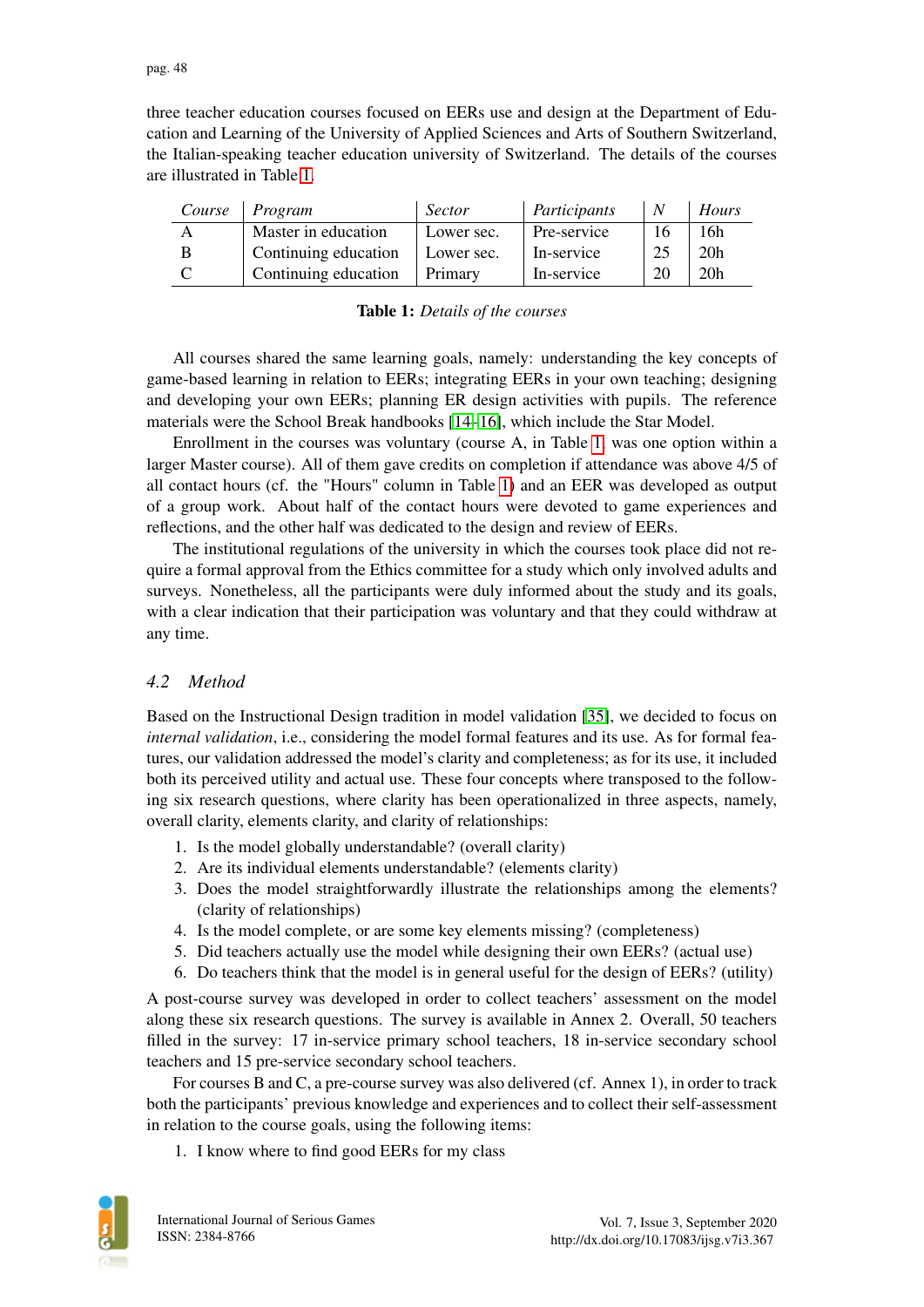three teacher education courses focused on EERs use and design at the Department of Education and Learning of the University of Applied Sciences and Arts of Southern Switzerland, the Italian-speaking teacher education university of Switzerland. The details of the courses are illustrated in Table 1.

| *Course* | *Program* | *Sector* | *Participants* | *N* | *Hours* |
|---|---|---|---|---|---|
| A | Master in education | Lower sec. | Pre-service | 16 | 16h |
| B | Continuing education | Lower sec. | In-service | 25 | 20h |
| C | Continuing education | Primary | In-service | 20 | 20h |

**Table 1:** *Details of the courses*

All courses shared the same learning goals, namely: understanding the key concepts of game-based learning in relation to EERs; integrating EERs in your own teaching; designing and developing your own EERs; planning ER design activities with pupils. The reference materials were the School Break handbooks [14–16], which include the Star Model.

Enrollment in the courses was voluntary (course A, in Table 1, was one option within a larger Master course). All of them gave credits on completion if attendance was above 4/5 of all contact hours (cf. the "Hours" column in Table 1) and an EER was developed as output of a group work. About half of the contact hours were devoted to game experiences and reflections, and the other half was dedicated to the design and review of EERs.

The institutional regulations of the university in which the courses took place did not require a formal approval from the Ethics committee for a study which only involved adults and surveys. Nonetheless, all the participants were duly informed about the study and its goals, with a clear indication that their participation was voluntary and that they could withdraw at any time.

### *4.2 Method*

Based on the Instructional Design tradition in model validation [35], we decided to focus on *internal validation*, i.e., considering the model formal features and its use. As for formal features, our validation addressed the model's clarity and completeness; as for its use, it included both its perceived utility and actual use. These four concepts where transposed to the following six research questions, where clarity has been operationalized in three aspects, namely, overall clarity, elements clarity, and clarity of relationships:

1. Is the model globally understandable? (overall clarity)
2. Are its individual elements understandable? (elements clarity)
3. Does the model straightforwardly illustrate the relationships among the elements? (clarity of relationships)
4. Is the model complete, or are some key elements missing? (completeness)
5. Did teachers actually use the model while designing their own EERs? (actual use)
6. Do teachers think that the model is in general useful for the design of EERs? (utility)

A post-course survey was developed in order to collect teachers' assessment on the model along these six research questions. The survey is available in Annex 2. Overall, 50 teachers filled in the survey: 17 in-service primary school teachers, 18 in-service secondary school teachers and 15 pre-service secondary school teachers.

For courses B and C, a pre-course survey was also delivered (cf. Annex 1), in order to track both the participants' previous knowledge and experiences and to collect their self-assessment in relation to the course goals, using the following items:

1. I know where to find good EERs for my class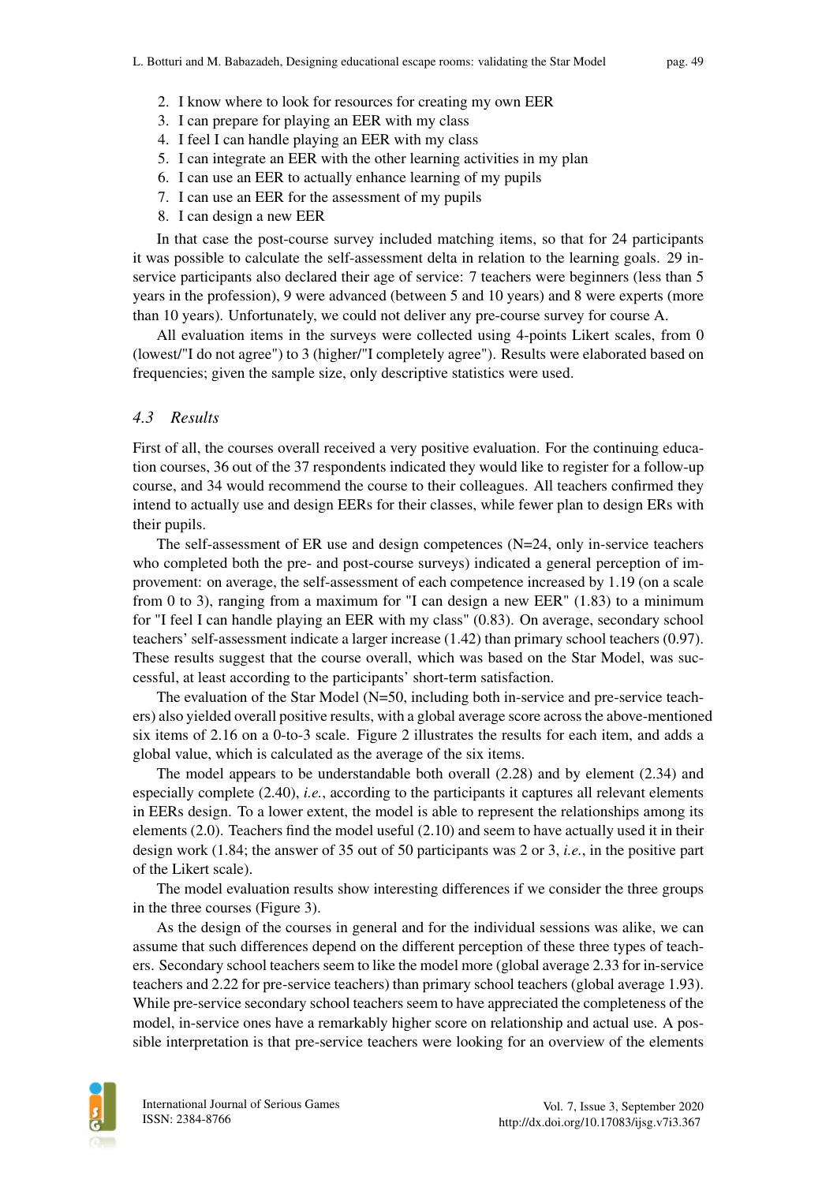2. I know where to look for resources for creating my own EER
3. I can prepare for playing an EER with my class
4. I feel I can handle playing an EER with my class
5. I can integrate an EER with the other learning activities in my plan
6. I can use an EER to actually enhance learning of my pupils
7. I can use an EER for the assessment of my pupils
8. I can design a new EER

In that case the post-course survey included matching items, so that for 24 participants it was possible to calculate the self-assessment delta in relation to the learning goals. 29 in-service participants also declared their age of service: 7 teachers were beginners (less than 5 years in the profession), 9 were advanced (between 5 and 10 years) and 8 were experts (more than 10 years). Unfortunately, we could not deliver any pre-course survey for course A.

All evaluation items in the surveys were collected using 4-points Likert scales, from 0 (lowest/"I do not agree") to 3 (higher/"I completely agree"). Results were elaborated based on frequencies; given the sample size, only descriptive statistics were used.

### *4.3 Results*

First of all, the courses overall received a very positive evaluation. For the continuing education courses, 36 out of the 37 respondents indicated they would like to register for a follow-up course, and 34 would recommend the course to their colleagues. All teachers confirmed they intend to actually use and design EERs for their classes, while fewer plan to design ERs with their pupils.

The self-assessment of ER use and design competences (N=24, only in-service teachers who completed both the pre- and post-course surveys) indicated a general perception of improvement: on average, the self-assessment of each competence increased by 1.19 (on a scale from 0 to 3), ranging from a maximum for "I can design a new EER" (1.83) to a minimum for "I feel I can handle playing an EER with my class" (0.83). On average, secondary school teachers' self-assessment indicate a larger increase (1.42) than primary school teachers (0.97). These results suggest that the course overall, which was based on the Star Model, was successful, at least according to the participants' short-term satisfaction.

The evaluation of the Star Model (N=50, including both in-service and pre-service teachers) also yielded overall positive results, with a global average score across the above-mentioned six items of 2.16 on a 0-to-3 scale. Figure 2 illustrates the results for each item, and adds a global value, which is calculated as the average of the six items.

The model appears to be understandable both overall (2.28) and by element (2.34) and especially complete (2.40), *i.e.*, according to the participants it captures all relevant elements in EERs design. To a lower extent, the model is able to represent the relationships among its elements (2.0). Teachers find the model useful (2.10) and seem to have actually used it in their design work (1.84; the answer of 35 out of 50 participants was 2 or 3, *i.e.*, in the positive part of the Likert scale).

The model evaluation results show interesting differences if we consider the three groups in the three courses (Figure 3).

As the design of the courses in general and for the individual sessions was alike, we can assume that such differences depend on the different perception of these three types of teachers. Secondary school teachers seem to like the model more (global average 2.33 for in-service teachers and 2.22 for pre-service teachers) than primary school teachers (global average 1.93). While pre-service secondary school teachers seem to have appreciated the completeness of the model, in-service ones have a remarkably higher score on relationship and actual use. A possible interpretation is that pre-service teachers were looking for an overview of the elements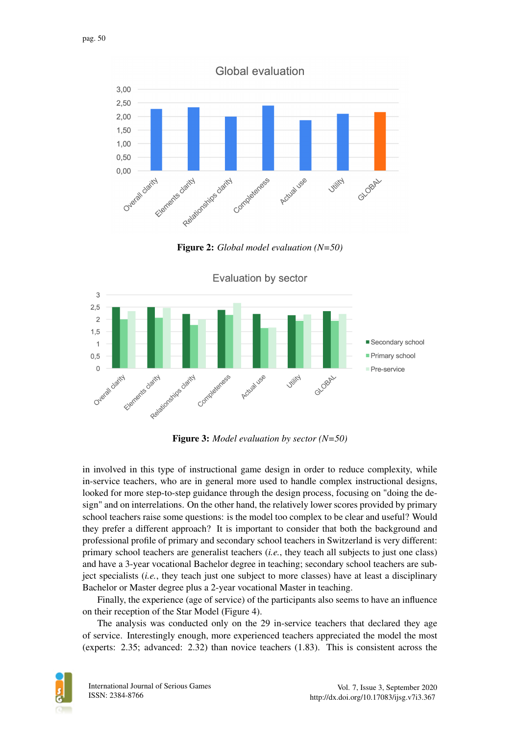**Figure 2:** *Global model evaluation (N=50)*

**Figure 3:** *Model evaluation by sector (N=50)*

in involved in this type of instructional game design in order to reduce complexity, while in-service teachers, who are in general more used to handle complex instructional designs, looked for more step-to-step guidance through the design process, focusing on "doing the design" and on interrelations. On the other hand, the relatively lower scores provided by primary school teachers raise some questions: is the model too complex to be clear and useful? Would they prefer a different approach? It is important to consider that both the background and professional profile of primary and secondary school teachers in Switzerland is very different: primary school teachers are generalist teachers (*i.e.*, they teach all subjects to just one class) and have a 3-year vocational Bachelor degree in teaching; secondary school teachers are subject specialists (*i.e.*, they teach just one subject to more classes) have at least a disciplinary Bachelor or Master degree plus a 2-year vocational Master in teaching.

Finally, the experience (age of service) of the participants also seems to have an influence on their reception of the Star Model (Figure 4).

The analysis was conducted only on the 29 in-service teachers that declared they age of service. Interestingly enough, more experienced teachers appreciated the model the most (experts: 2.35; advanced: 2.32) than novice teachers (1.83). This is consistent across the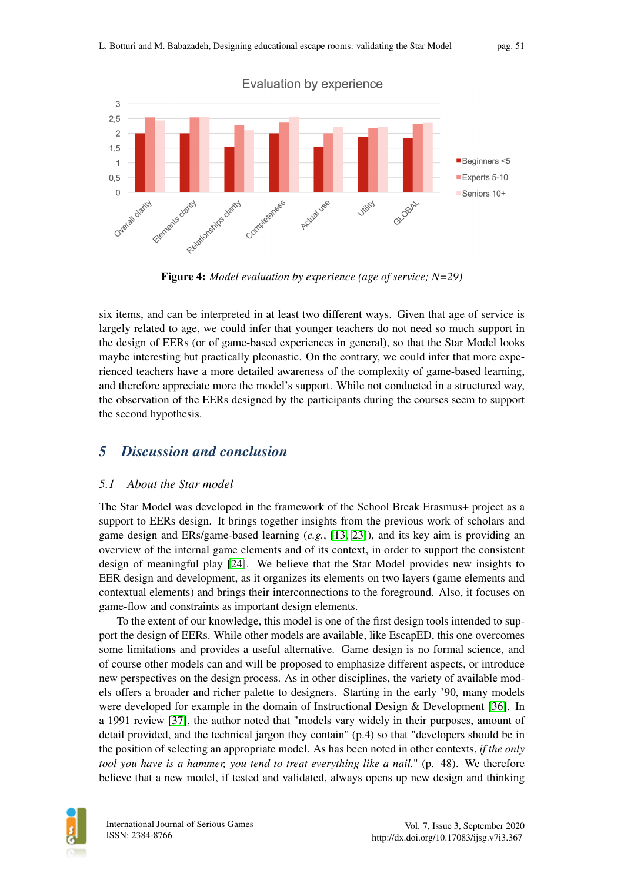**Figure 4:** *Model evaluation by experience (age of service; N=29)*

six items, and can be interpreted in at least two different ways. Given that age of service is largely related to age, we could infer that younger teachers do not need so much support in the design of EERs (or of game-based experiences in general), so that the Star Model looks maybe interesting but practically pleonastic. On the contrary, we could infer that more experienced teachers have a more detailed awareness of the complexity of game-based learning, and therefore appreciate more the model's support. While not conducted in a structured way, the observation of the EERs designed by the participants during the courses seem to support the second hypothesis.

## 5 Discussion and conclusion

### 5.1 About the Star model

The Star Model was developed in the framework of the School Break Erasmus+ project as a support to EERs design. It brings together insights from the previous work of scholars and game design and ERs/game-based learning (*e.g.*, [13, 23]), and its key aim is providing an overview of the internal game elements and of its context, in order to support the consistent design of meaningful play [24]. We believe that the Star Model provides new insights to EER design and development, as it organizes its elements on two layers (game elements and contextual elements) and brings their interconnections to the foreground. Also, it focuses on game-flow and constraints as important design elements.

To the extent of our knowledge, this model is one of the first design tools intended to support the design of EERs. While other models are available, like EscapED, this one overcomes some limitations and provides a useful alternative. Game design is no formal science, and of course other models can and will be proposed to emphasize different aspects, or introduce new perspectives on the design process. As in other disciplines, the variety of available models offers a broader and richer palette to designers. Starting in the early '90, many models were developed for example in the domain of Instructional Design & Development [36]. In a 1991 review [37], the author noted that "models vary widely in their purposes, amount of detail provided, and the technical jargon they contain" (p.4) so that "developers should be in the position of selecting an appropriate model. As has been noted in other contexts, *if the only tool you have is a hammer, you tend to treat everything like a nail.*" (p. 48). We therefore believe that a new model, if tested and validated, always opens up new design and thinking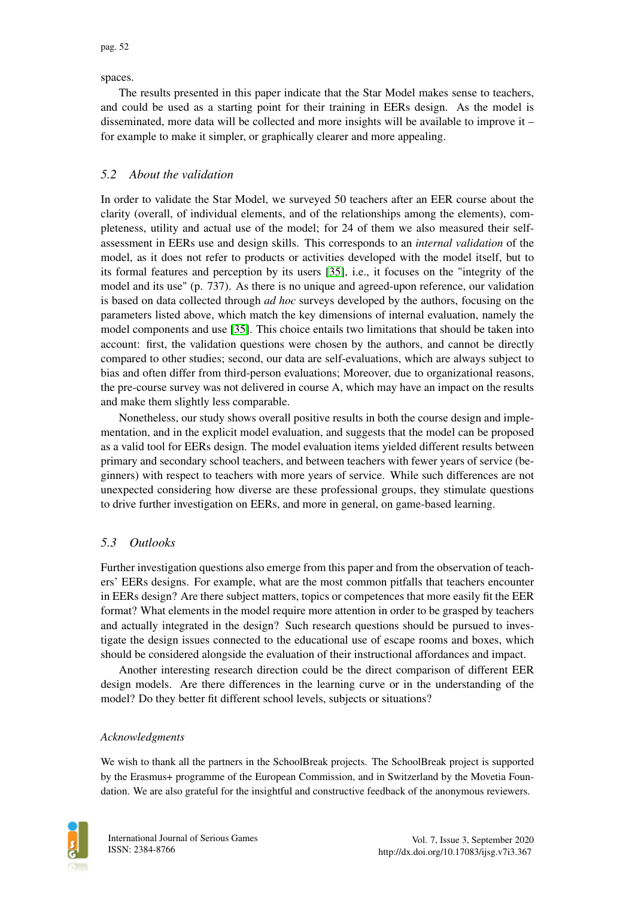spaces.

The results presented in this paper indicate that the Star Model makes sense to teachers, and could be used as a starting point for their training in EERs design. As the model is disseminated, more data will be collected and more insights will be available to improve it – for example to make it simpler, or graphically clearer and more appealing.

### 5.2 About the validation

In order to validate the Star Model, we surveyed 50 teachers after an EER course about the clarity (overall, of individual elements, and of the relationships among the elements), completeness, utility and actual use of the model; for 24 of them we also measured their self-assessment in EERs use and design skills. This corresponds to an *internal validation* of the model, as it does not refer to products or activities developed with the model itself, but to its formal features and perception by its users [35], i.e., it focuses on the "integrity of the model and its use" (p. 737). As there is no unique and agreed-upon reference, our validation is based on data collected through *ad hoc* surveys developed by the authors, focusing on the parameters listed above, which match the key dimensions of internal evaluation, namely the model components and use [35]. This choice entails two limitations that should be taken into account: first, the validation questions were chosen by the authors, and cannot be directly compared to other studies; second, our data are self-evaluations, which are always subject to bias and often differ from third-person evaluations; Moreover, due to organizational reasons, the pre-course survey was not delivered in course A, which may have an impact on the results and make them slightly less comparable.

Nonetheless, our study shows overall positive results in both the course design and implementation, and in the explicit model evaluation, and suggests that the model can be proposed as a valid tool for EERs design. The model evaluation items yielded different results between primary and secondary school teachers, and between teachers with fewer years of service (beginners) with respect to teachers with more years of service. While such differences are not unexpected considering how diverse are these professional groups, they stimulate questions to drive further investigation on EERs, and more in general, on game-based learning.

### 5.3 Outlooks

Further investigation questions also emerge from this paper and from the observation of teachers' EERs designs. For example, what are the most common pitfalls that teachers encounter in EERs design? Are there subject matters, topics or competences that more easily fit the EER format? What elements in the model require more attention in order to be grasped by teachers and actually integrated in the design? Such research questions should be pursued to investigate the design issues connected to the educational use of escape rooms and boxes, which should be considered alongside the evaluation of their instructional affordances and impact.

Another interesting research direction could be the direct comparison of different EER design models. Are there differences in the learning curve or in the understanding of the model? Do they better fit different school levels, subjects or situations?

#### *Acknowledgments*

We wish to thank all the partners in the SchoolBreak projects. The SchoolBreak project is supported by the Erasmus+ programme of the European Commission, and in Switzerland by the Movetia Foundation. We are also grateful for the insightful and constructive feedback of the anonymous reviewers.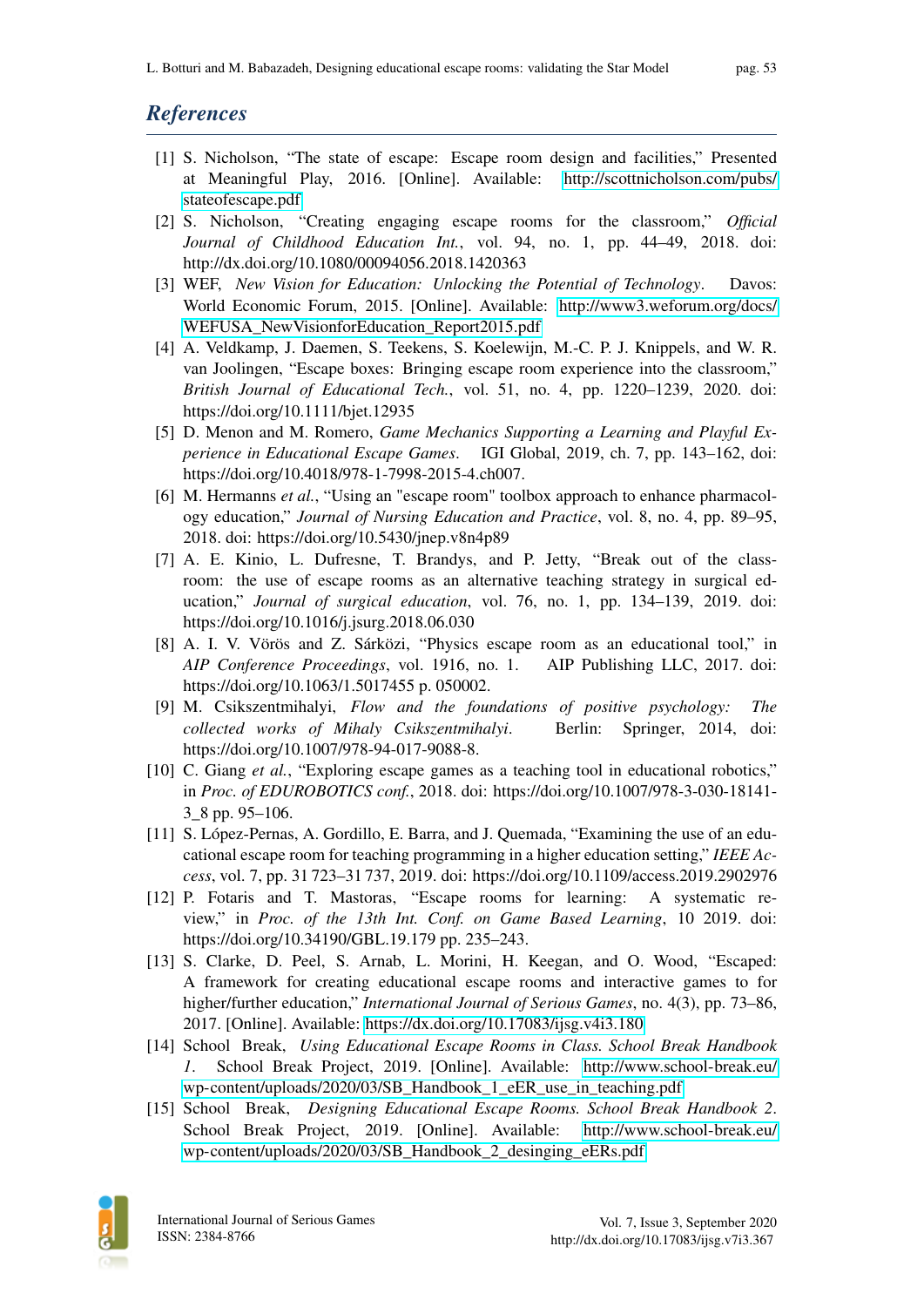## *References*

[1] S. Nicholson, "The state of escape: Escape room design and facilities," Presented at Meaningful Play, 2016. [Online]. Available: http://scottnicholson.com/pubs/stateofescape.pdf

[2] S. Nicholson, "Creating engaging escape rooms for the classroom," *Official Journal of Childhood Education Int.*, vol. 94, no. 1, pp. 44–49, 2018. doi: http://dx.doi.org/10.1080/00094056.2018.1420363

[3] WEF, *New Vision for Education: Unlocking the Potential of Technology*. Davos: World Economic Forum, 2015. [Online]. Available: http://www3.weforum.org/docs/WEFUSA_NewVisionforEducation_Report2015.pdf

[4] A. Veldkamp, J. Daemen, S. Teekens, S. Koelewijn, M.-C. P. J. Knippels, and W. R. van Joolingen, "Escape boxes: Bringing escape room experience into the classroom," *British Journal of Educational Tech.*, vol. 51, no. 4, pp. 1220–1239, 2020. doi: https://doi.org/10.1111/bjet.12935

[5] D. Menon and M. Romero, *Game Mechanics Supporting a Learning and Playful Experience in Educational Escape Games*. IGI Global, 2019, ch. 7, pp. 143–162, doi: https://doi.org/10.4018/978-1-7998-2015-4.ch007.

[6] M. Hermanns *et al.*, "Using an "escape room" toolbox approach to enhance pharmacology education," *Journal of Nursing Education and Practice*, vol. 8, no. 4, pp. 89–95, 2018. doi: https://doi.org/10.5430/jnep.v8n4p89

[7] A. E. Kinio, L. Dufresne, T. Brandys, and P. Jetty, "Break out of the classroom: the use of escape rooms as an alternative teaching strategy in surgical education," *Journal of surgical education*, vol. 76, no. 1, pp. 134–139, 2019. doi: https://doi.org/10.1016/j.jsurg.2018.06.030

[8] A. I. V. Vörös and Z. Sárközi, "Physics escape room as an educational tool," in *AIP Conference Proceedings*, vol. 1916, no. 1. AIP Publishing LLC, 2017. doi: https://doi.org/10.1063/1.5017455 p. 050002.

[9] M. Csikszentmihalyi, *Flow and the foundations of positive psychology: The collected works of Mihaly Csikszentmihalyi*. Berlin: Springer, 2014, doi: https://doi.org/10.1007/978-94-017-9088-8.

[10] C. Giang *et al.*, "Exploring escape games as a teaching tool in educational robotics," in *Proc. of EDUROBOTICS conf.*, 2018. doi: https://doi.org/10.1007/978-3-030-18141-3_8 pp. 95–106.

[11] S. López-Pernas, A. Gordillo, E. Barra, and J. Quemada, "Examining the use of an educational escape room for teaching programming in a higher education setting," *IEEE Access*, vol. 7, pp. 31 723–31 737, 2019. doi: https://doi.org/10.1109/access.2019.2902976

[12] P. Fotaris and T. Mastoras, "Escape rooms for learning: A systematic review," in *Proc. of the 13th Int. Conf. on Game Based Learning*, 10 2019. doi: https://doi.org/10.34190/GBL.19.179 pp. 235–243.

[13] S. Clarke, D. Peel, S. Arnab, L. Morini, H. Keegan, and O. Wood, "Escaped: A framework for creating educational escape rooms and interactive games to for higher/further education," *International Journal of Serious Games*, no. 4(3), pp. 73–86, 2017. [Online]. Available: https://dx.doi.org/10.17083/ijsg.v4i3.180

[14] School Break, *Using Educational Escape Rooms in Class. School Break Handbook 1*. School Break Project, 2019. [Online]. Available: http://www.school-break.eu/wp-content/uploads/2020/03/SB_Handbook_1_eER_use_in_teaching.pdf

[15] School Break, *Designing Educational Escape Rooms. School Break Handbook 2*. School Break Project, 2019. [Online]. Available: http://www.school-break.eu/wp-content/uploads/2020/03/SB_Handbook_2_desinging_eERs.pdf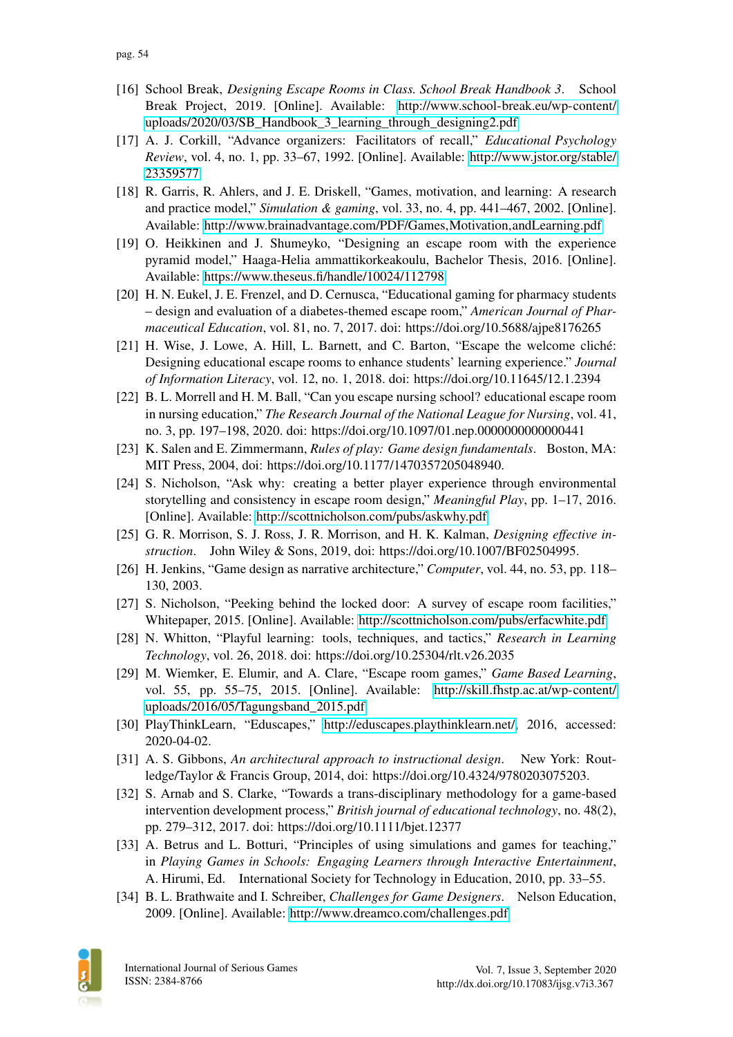[16] School Break, *Designing Escape Rooms in Class. School Break Handbook 3*. School Break Project, 2019. [Online]. Available: http://www.school-break.eu/wp-content/uploads/2020/03/SB_Handbook_3_learning_through_designing2.pdf

[17] A. J. Corkill, "Advance organizers: Facilitators of recall," *Educational Psychology Review*, vol. 4, no. 1, pp. 33–67, 1992. [Online]. Available: http://www.jstor.org/stable/23359577

[18] R. Garris, R. Ahlers, and J. E. Driskell, "Games, motivation, and learning: A research and practice model," *Simulation & gaming*, vol. 33, no. 4, pp. 441–467, 2002. [Online]. Available: http://www.brainadvantage.com/PDF/Games,Motivation,andLearning.pdf

[19] O. Heikkinen and J. Shumeyko, "Designing an escape room with the experience pyramid model," Haaga-Helia ammattikorkeakoulu, Bachelor Thesis, 2016. [Online]. Available: https://www.theseus.fi/handle/10024/112798

[20] H. N. Eukel, J. E. Frenzel, and D. Cernusca, "Educational gaming for pharmacy students – design and evaluation of a diabetes-themed escape room," *American Journal of Pharmaceutical Education*, vol. 81, no. 7, 2017. doi: https://doi.org/10.5688/ajpe8176265

[21] H. Wise, J. Lowe, A. Hill, L. Barnett, and C. Barton, "Escape the welcome cliché: Designing educational escape rooms to enhance students' learning experience." *Journal of Information Literacy*, vol. 12, no. 1, 2018. doi: https://doi.org/10.11645/12.1.2394

[22] B. L. Morrell and H. M. Ball, "Can you escape nursing school? educational escape room in nursing education," *The Research Journal of the National League for Nursing*, vol. 41, no. 3, pp. 197–198, 2020. doi: https://doi.org/10.1097/01.nep.0000000000000441

[23] K. Salen and E. Zimmermann, *Rules of play: Game design fundamentals*. Boston, MA: MIT Press, 2004, doi: https://doi.org/10.1177/1470357205048940.

[24] S. Nicholson, "Ask why: creating a better player experience through environmental storytelling and consistency in escape room design," *Meaningful Play*, pp. 1–17, 2016. [Online]. Available: http://scottnicholson.com/pubs/askwhy.pdf

[25] G. R. Morrison, S. J. Ross, J. R. Morrison, and H. K. Kalman, *Designing effective instruction*. John Wiley & Sons, 2019, doi: https://doi.org/10.1007/BF02504995.

[26] H. Jenkins, "Game design as narrative architecture," *Computer*, vol. 44, no. 53, pp. 118–130, 2003.

[27] S. Nicholson, "Peeking behind the locked door: A survey of escape room facilities," Whitepaper, 2015. [Online]. Available: http://scottnicholson.com/pubs/erfacwhite.pdf

[28] N. Whitton, "Playful learning: tools, techniques, and tactics," *Research in Learning Technology*, vol. 26, 2018. doi: https://doi.org/10.25304/rlt.v26.2035

[29] M. Wiemker, E. Elumir, and A. Clare, "Escape room games," *Game Based Learning*, vol. 55, pp. 55–75, 2015. [Online]. Available: http://skill.fhstp.ac.at/wp-content/uploads/2016/05/Tagungsband_2015.pdf

[30] PlayThinkLearn, "Eduscapes," http://eduscapes.playthinklearn.net/, 2016, accessed: 2020-04-02.

[31] A. S. Gibbons, *An architectural approach to instructional design*. New York: Routledge/Taylor & Francis Group, 2014, doi: https://doi.org/10.4324/9780203075203.

[32] S. Arnab and S. Clarke, "Towards a trans-disciplinary methodology for a game-based intervention development process," *British journal of educational technology*, no. 48(2), pp. 279–312, 2017. doi: https://doi.org/10.1111/bjet.12377

[33] A. Betrus and L. Botturi, "Principles of using simulations and games for teaching," in *Playing Games in Schools: Engaging Learners through Interactive Entertainment*, A. Hirumi, Ed. International Society for Technology in Education, 2010, pp. 33–55.

[34] B. L. Brathwaite and I. Schreiber, *Challenges for Game Designers*. Nelson Education, 2009. [Online]. Available: http://www.dreamco.com/challenges.pdf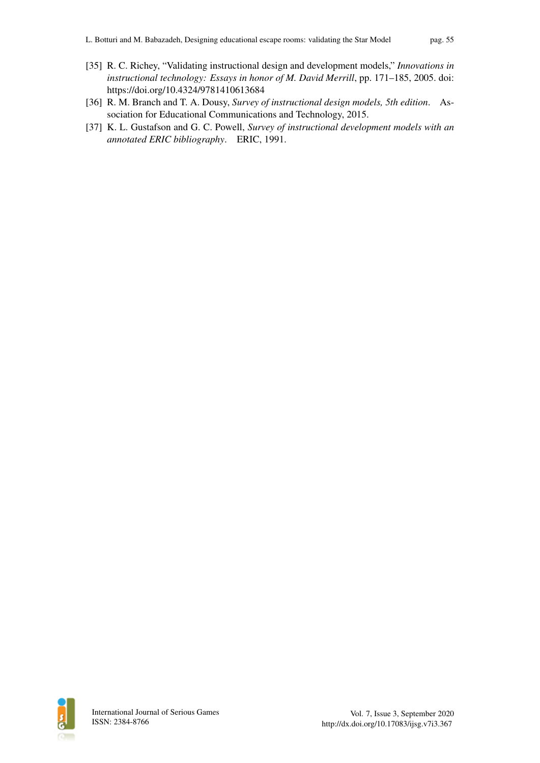[35] R. C. Richey, "Validating instructional design and development models," *Innovations in instructional technology: Essays in honor of M. David Merrill*, pp. 171–185, 2005. doi: https://doi.org/10.4324/9781410613684

[36] R. M. Branch and T. A. Dousy, *Survey of instructional design models, 5th edition*. Association for Educational Communications and Technology, 2015.

[37] K. L. Gustafson and G. C. Powell, *Survey of instructional development models with an annotated ERIC bibliography*. ERIC, 1991.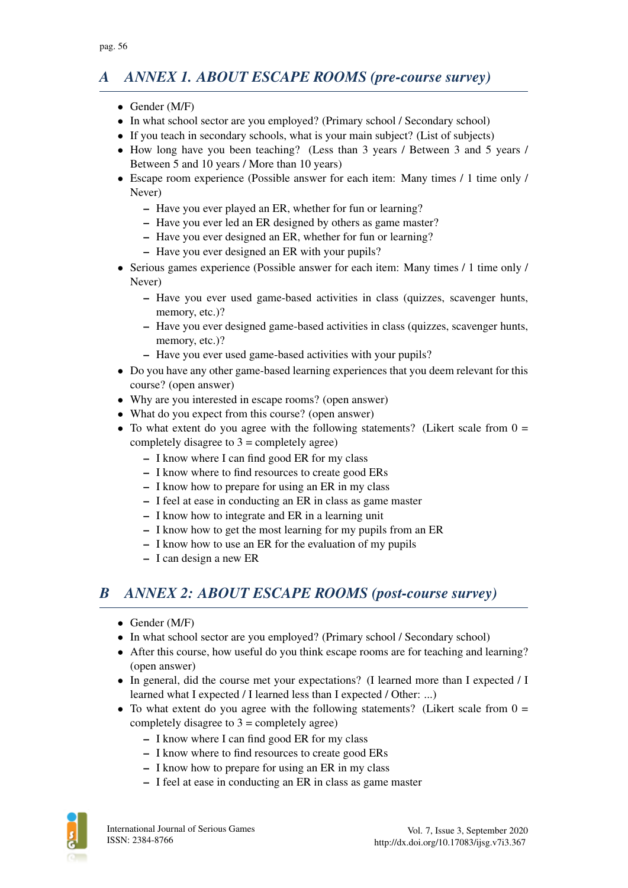# A ANNEX 1. ABOUT ESCAPE ROOMS (pre-course survey)

- Gender (M/F)
- In what school sector are you employed? (Primary school / Secondary school)
- If you teach in secondary schools, what is your main subject? (List of subjects)
- How long have you been teaching? (Less than 3 years / Between 3 and 5 years / Between 5 and 10 years / More than 10 years)
- Escape room experience (Possible answer for each item: Many times / 1 time only / Never)
  - Have you ever played an ER, whether for fun or learning?
  - Have you ever led an ER designed by others as game master?
  - Have you ever designed an ER, whether for fun or learning?
  - Have you ever designed an ER with your pupils?
- Serious games experience (Possible answer for each item: Many times / 1 time only / Never)
  - Have you ever used game-based activities in class (quizzes, scavenger hunts, memory, etc.)?
  - Have you ever designed game-based activities in class (quizzes, scavenger hunts, memory, etc.)?
  - Have you ever used game-based activities with your pupils?
- Do you have any other game-based learning experiences that you deem relevant for this course? (open answer)
- Why are you interested in escape rooms? (open answer)
- What do you expect from this course? (open answer)
- To what extent do you agree with the following statements? (Likert scale from 0 = completely disagree to 3 = completely agree)
  - I know where I can find good ER for my class
  - I know where to find resources to create good ERs
  - I know how to prepare for using an ER in my class
  - I feel at ease in conducting an ER in class as game master
  - I know how to integrate and ER in a learning unit
  - I know how to get the most learning for my pupils from an ER
  - I know how to use an ER for the evaluation of my pupils
  - I can design a new ER

# B ANNEX 2: ABOUT ESCAPE ROOMS (post-course survey)

- Gender (M/F)
- In what school sector are you employed? (Primary school / Secondary school)
- After this course, how useful do you think escape rooms are for teaching and learning? (open answer)
- In general, did the course met your expectations? (I learned more than I expected / I learned what I expected / I learned less than I expected / Other: ...)
- To what extent do you agree with the following statements? (Likert scale from 0 = completely disagree to 3 = completely agree)
  - I know where I can find good ER for my class
  - I know where to find resources to create good ERs
  - I know how to prepare for using an ER in my class
  - I feel at ease in conducting an ER in class as game master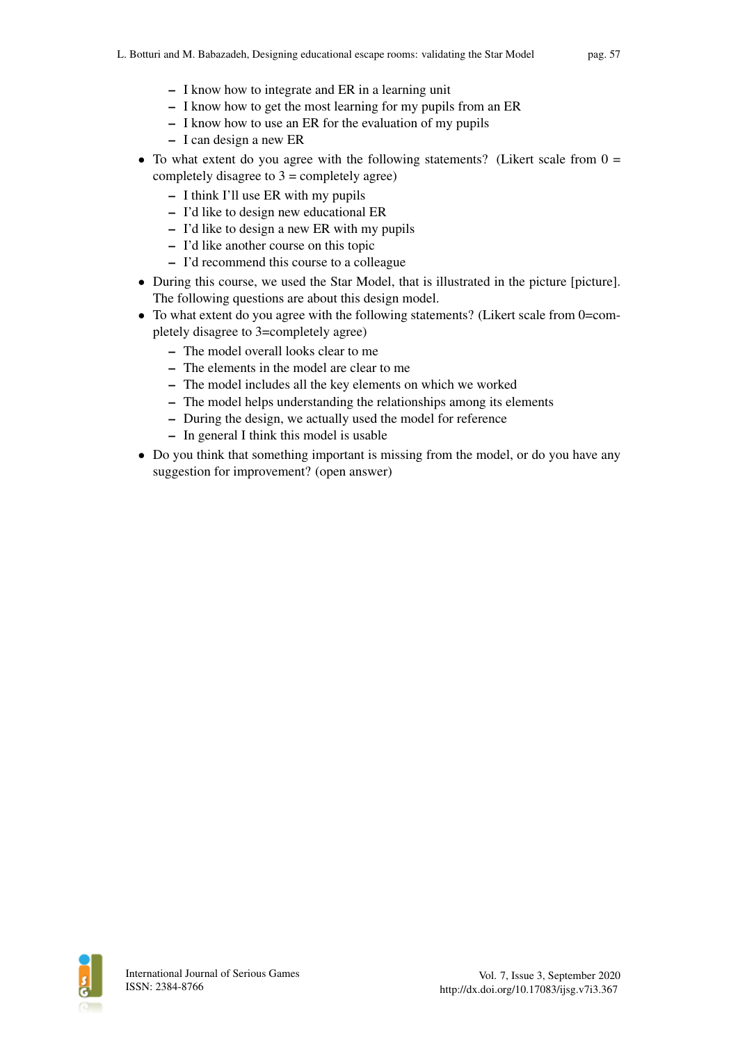- I know how to integrate and ER in a learning unit
  - I know how to get the most learning for my pupils from an ER
  - I know how to use an ER for the evaluation of my pupils
  - I can design a new ER
- To what extent do you agree with the following statements? (Likert scale from 0 = completely disagree to 3 = completely agree)
  - I think I'll use ER with my pupils
  - I'd like to design new educational ER
  - I'd like to design a new ER with my pupils
  - I'd like another course on this topic
  - I'd recommend this course to a colleague
- During this course, we used the Star Model, that is illustrated in the picture [picture]. The following questions are about this design model.
- To what extent do you agree with the following statements? (Likert scale from 0=completely disagree to 3=completely agree)
  - The model overall looks clear to me
  - The elements in the model are clear to me
  - The model includes all the key elements on which we worked
  - The model helps understanding the relationships among its elements
  - During the design, we actually used the model for reference
  - In general I think this model is usable
- Do you think that something important is missing from the model, or do you have any suggestion for improvement? (open answer)